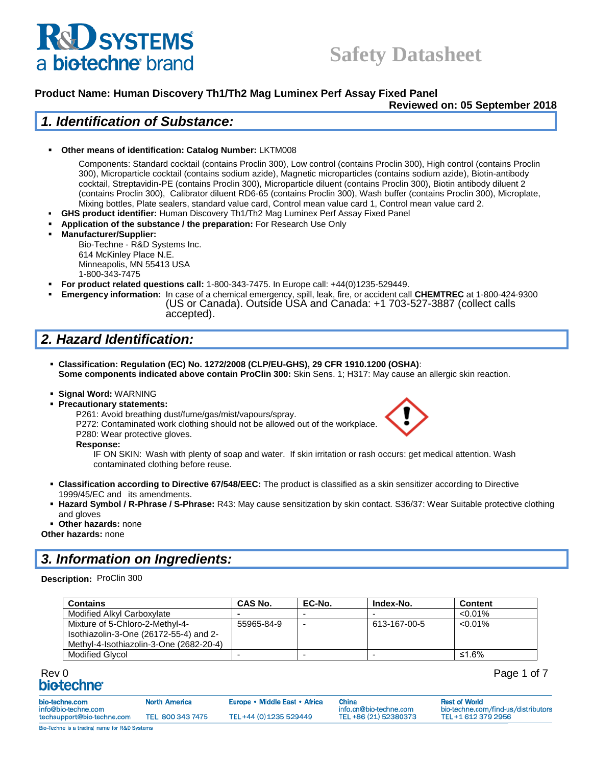# Safety Datasheet

**Product Name: Human Discovery Th1/Th2 Mag Luminex Perf Assay Fixed Panel**

**Reviewed on: 05 September 2018**

## 1. Identification of Substance:

- **Other means of identification: Catalog Number:** LKTM008

  Components: Standard cocktail (contains Proclin 300), Low control (contains Proclin 300), High control (contains Proclin 300), Microparticle cocktail (contains sodium azide), Magnetic microparticles (contains sodium azide), Biotin-antibody cocktail, Streptavidin-PE (contains Proclin 300), Microparticle diluent (contains Proclin 300), Biotin antibody diluent 2 (contains Proclin 300), Calibrator diluent RD6-65 (contains Proclin 300), Wash buffer (contains Proclin 300), Microplate, Mixing bottles, Plate sealers, standard value card, Control mean value card 1, Control mean value card 2.
- **GHS product identifier:** Human Discovery Th1/Th2 Mag Luminex Perf Assay Fixed Panel
- **Application of the substance / the preparation:** For Research Use Only
- **Manufacturer/Supplier:**

  Bio-Techne - R&D Systems Inc.
  614 McKinley Place N.E.
  Minneapolis, MN 55413 USA
  1-800-343-7475
- **For product related questions call:** 1-800-343-7475. In Europe call: +44(0)1235-529449.
- **Emergency information:** In case of a chemical emergency, spill, leak, fire, or accident call **CHEMTREC** at 1-800-424-9300 (US or Canada). Outside USA and Canada: +1 703-527-3887 (collect calls accepted).

## 2. Hazard Identification:

- **Classification: Regulation (EC) No. 1272/2008 (CLP/EU-GHS), 29 CFR 1910.1200 (OSHA)**:
  **Some components indicated above contain ProClin 300:** Skin Sens. 1; H317: May cause an allergic skin reaction.
- **Signal Word:** WARNING
- **Precautionary statements:**

  P261: Avoid breathing dust/fume/gas/mist/vapours/spray.
  P272: Contaminated work clothing should not be allowed out of the workplace.
  P280: Wear protective gloves.

  **Response:**

  IF ON SKIN: Wash with plenty of soap and water. If skin irritation or rash occurs: get medical attention. Wash contaminated clothing before reuse.
- **Classification according to Directive 67/548/EEC:** The product is classified as a skin sensitizer according to Directive 1999/45/EC and its amendments.
- **Hazard Symbol / R-Phrase / S-Phrase:** R43: May cause sensitization by skin contact. S36/37: Wear Suitable protective clothing and gloves
- **Other hazards:** none

**Other hazards:** none

## 3. Information on Ingredients:

**Description:** ProClin 300

| Contains | CAS No. | EC-No. | Index-No. | Content |
|---|---|---|---|---|
| Modified Alkyl Carboxylate | - | - | - | <0.01% |
| Mixture of 5-Chloro-2-Methyl-4-Isothiazolin-3-One (26172-55-4) and 2-Methyl-4-Isothiazolin-3-One (2682-20-4) | 55965-84-9 | - | 613-167-00-5 | <0.01% |
| Modified Glycol | - | - | - | ≤1.6% |

Rev 0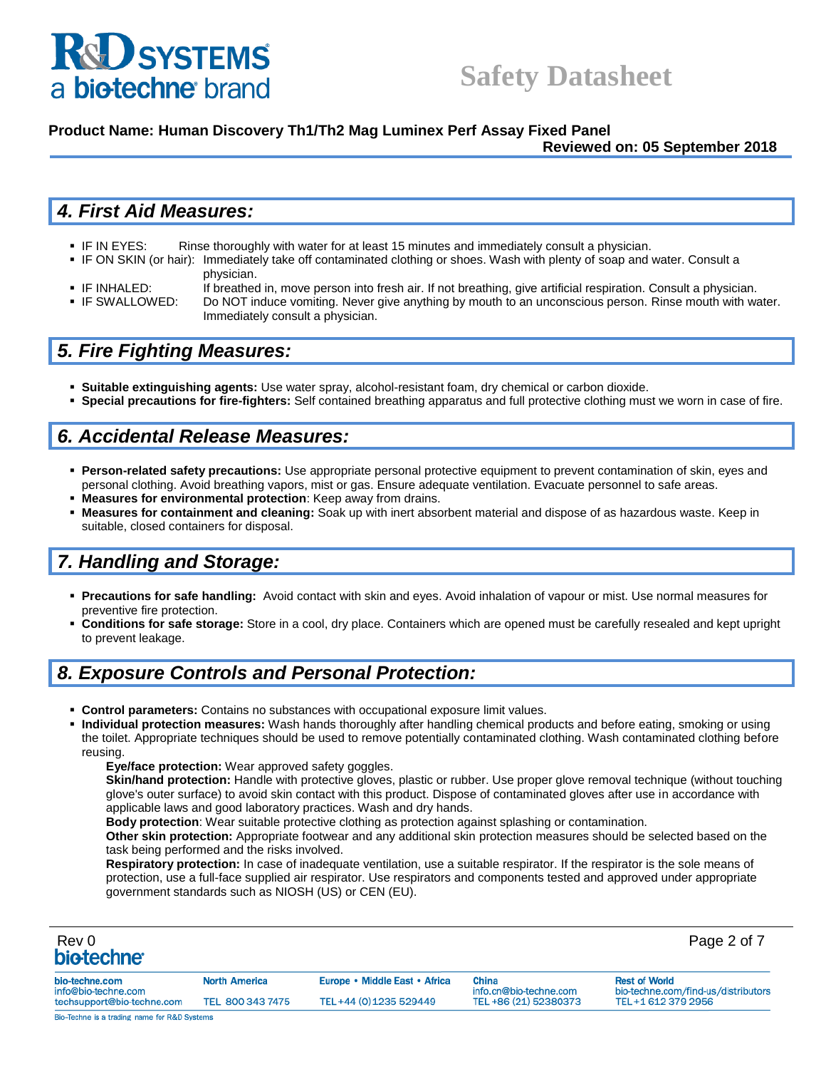## 4. First Aid Measures:

- IF IN EYES: Rinse thoroughly with water for at least 15 minutes and immediately consult a physician.
- IF ON SKIN (or hair): Immediately take off contaminated clothing or shoes. Wash with plenty of soap and water. Consult a physician.
- IF INHALED: If breathed in, move person into fresh air. If not breathing, give artificial respiration. Consult a physician.
- IF SWALLOWED: Do NOT induce vomiting. Never give anything by mouth to an unconscious person. Rinse mouth with water. Immediately consult a physician.

## 5. Fire Fighting Measures:

- **Suitable extinguishing agents:** Use water spray, alcohol-resistant foam, dry chemical or carbon dioxide.
- **Special precautions for fire-fighters:** Self contained breathing apparatus and full protective clothing must we worn in case of fire.

## 6. Accidental Release Measures:

- **Person-related safety precautions:** Use appropriate personal protective equipment to prevent contamination of skin, eyes and personal clothing. Avoid breathing vapors, mist or gas. Ensure adequate ventilation. Evacuate personnel to safe areas.
- **Measures for environmental protection**: Keep away from drains.
- **Measures for containment and cleaning:** Soak up with inert absorbent material and dispose of as hazardous waste. Keep in suitable, closed containers for disposal.

## 7. Handling and Storage:

- **Precautions for safe handling:** Avoid contact with skin and eyes. Avoid inhalation of vapour or mist. Use normal measures for preventive fire protection.
- **Conditions for safe storage:** Store in a cool, dry place. Containers which are opened must be carefully resealed and kept upright to prevent leakage.

## 8. Exposure Controls and Personal Protection:

- **Control parameters:** Contains no substances with occupational exposure limit values.
- **Individual protection measures:** Wash hands thoroughly after handling chemical products and before eating, smoking or using the toilet. Appropriate techniques should be used to remove potentially contaminated clothing. Wash contaminated clothing before reusing.

  **Eye/face protection:** Wear approved safety goggles.

  **Skin/hand protection:** Handle with protective gloves, plastic or rubber. Use proper glove removal technique (without touching glove's outer surface) to avoid skin contact with this product. Dispose of contaminated gloves after use in accordance with applicable laws and good laboratory practices. Wash and dry hands.

  **Body protection**: Wear suitable protective clothing as protection against splashing or contamination.

  **Other skin protection:** Appropriate footwear and any additional skin protection measures should be selected based on the task being performed and the risks involved.

  **Respiratory protection:** In case of inadequate ventilation, use a suitable respirator. If the respirator is the sole means of protection, use a full-face supplied air respirator. Use respirators and components tested and approved under appropriate government standards such as NIOSH (US) or CEN (EU).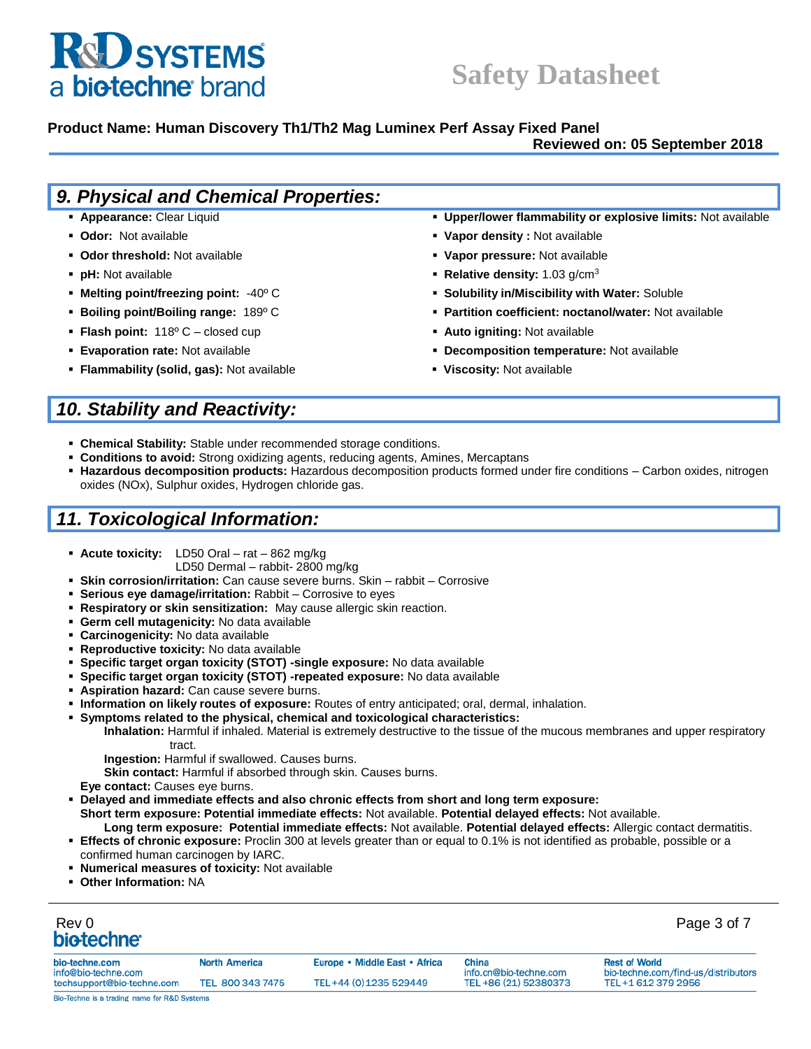## 9. Physical and Chemical Properties:

- **Appearance:** Clear Liquid
- **Odor:** Not available
- **Odor threshold:** Not available
- **pH:** Not available
- **Melting point/freezing point:** -40º C
- **Boiling point/Boiling range:** 189º C
- **Flash point:** 118º C – closed cup
- **Evaporation rate:** Not available
- **Flammability (solid, gas):** Not available
- **Upper/lower flammability or explosive limits:** Not available
- **Vapor density :** Not available
- **Vapor pressure:** Not available
- **Relative density:** 1.03 g/cm$^3$
- **Solubility in/Miscibility with Water:** Soluble
- **Partition coefficient: noctanol/water:** Not available
- **Auto igniting:** Not available
- **Decomposition temperature:** Not available
- **Viscosity:** Not available

## 10. Stability and Reactivity:

- **Chemical Stability:** Stable under recommended storage conditions.
- **Conditions to avoid:** Strong oxidizing agents, reducing agents, Amines, Mercaptans
- **Hazardous decomposition products:** Hazardous decomposition products formed under fire conditions – Carbon oxides, nitrogen oxides (NOx), Sulphur oxides, Hydrogen chloride gas.

## 11. Toxicological Information:

- **Acute toxicity:** LD50 Oral – rat – 862 mg/kg
  LD50 Dermal – rabbit- 2800 mg/kg
- **Skin corrosion/irritation:** Can cause severe burns. Skin – rabbit – Corrosive
- **Serious eye damage/irritation:** Rabbit – Corrosive to eyes
- **Respiratory or skin sensitization:** May cause allergic skin reaction.
- **Germ cell mutagenicity:** No data available
- **Carcinogenicity:** No data available
- **Reproductive toxicity:** No data available
- **Specific target organ toxicity (STOT) -single exposure:** No data available
- **Specific target organ toxicity (STOT) -repeated exposure:** No data available
- **Aspiration hazard:** Can cause severe burns.
- **Information on likely routes of exposure:** Routes of entry anticipated; oral, dermal, inhalation.
- **Symptoms related to the physical, chemical and toxicological characteristics:**
  - **Inhalation:** Harmful if inhaled. Material is extremely destructive to the tissue of the mucous membranes and upper respiratory tract.
  - **Ingestion:** Harmful if swallowed. Causes burns.
  - **Skin contact:** Harmful if absorbed through skin. Causes burns.
  - **Eye contact:** Causes eye burns.
- **Delayed and immediate effects and also chronic effects from short and long term exposure:**
  **Short term exposure: Potential immediate effects:** Not available. **Potential delayed effects:** Not available.
  **Long term exposure: Potential immediate effects:** Not available. **Potential delayed effects:** Allergic contact dermatitis.
- **Effects of chronic exposure:** Proclin 300 at levels greater than or equal to 0.1% is not identified as probable, possible or a confirmed human carcinogen by IARC.
- **Numerical measures of toxicity:** Not available
- **Other Information:** NA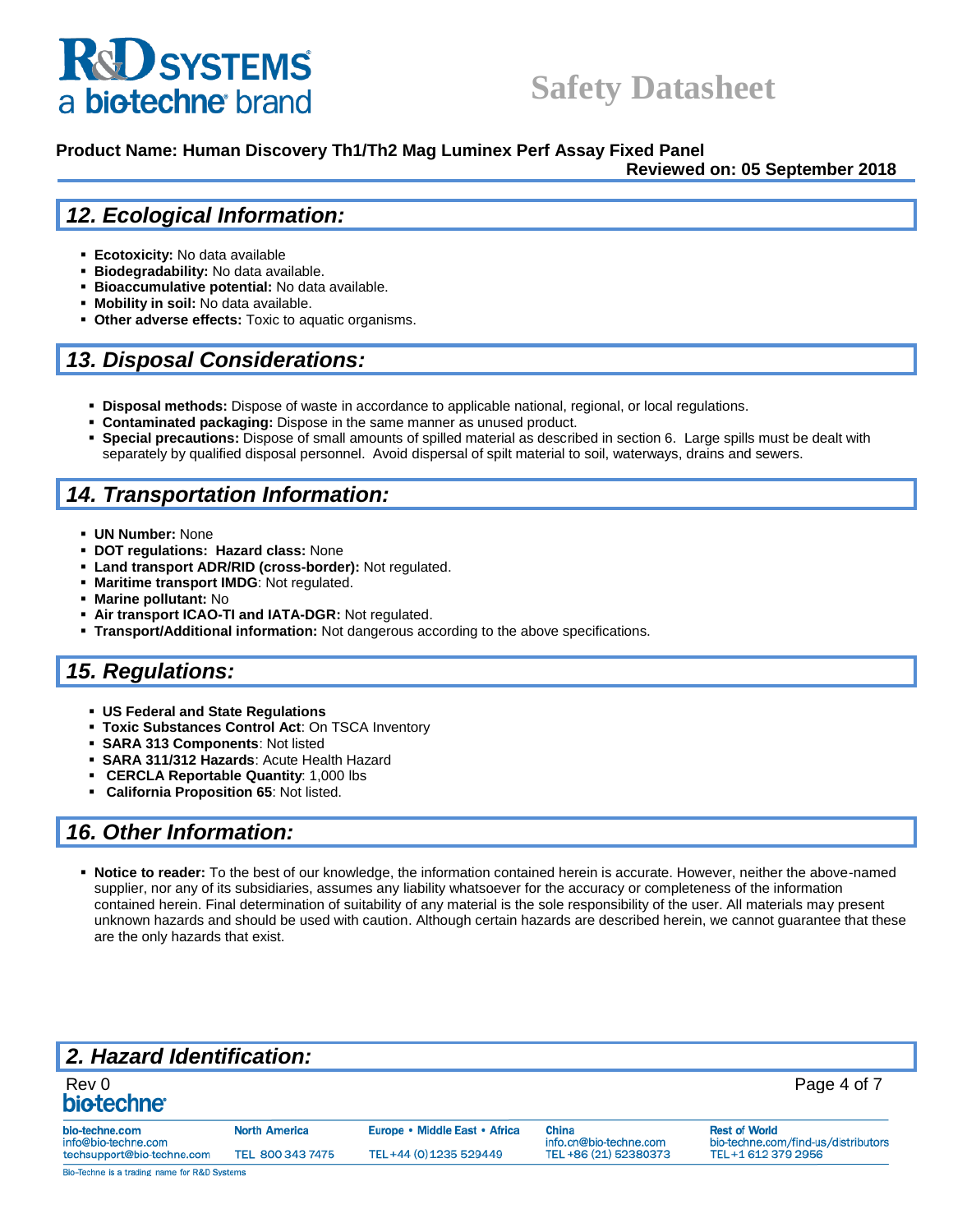## 12. Ecological Information:

- **Ecotoxicity:** No data available
- **Biodegradability:** No data available.
- **Bioaccumulative potential:** No data available.
- **Mobility in soil:** No data available.
- **Other adverse effects:** Toxic to aquatic organisms.

## 13. Disposal Considerations:

- **Disposal methods:** Dispose of waste in accordance to applicable national, regional, or local regulations.
- **Contaminated packaging:** Dispose in the same manner as unused product.
- **Special precautions:** Dispose of small amounts of spilled material as described in section 6. Large spills must be dealt with separately by qualified disposal personnel. Avoid dispersal of spilt material to soil, waterways, drains and sewers.

## 14. Transportation Information:

- **UN Number:** None
- **DOT regulations: Hazard class:** None
- **Land transport ADR/RID (cross-border):** Not regulated.
- **Maritime transport IMDG**: Not regulated.
- **Marine pollutant:** No
- **Air transport ICAO-TI and IATA-DGR:** Not regulated.
- **Transport/Additional information:** Not dangerous according to the above specifications.

## 15. Regulations:

- **US Federal and State Regulations**
- **Toxic Substances Control Act**: On TSCA Inventory
- **SARA 313 Components**: Not listed
- **SARA 311/312 Hazards**: Acute Health Hazard
- **CERCLA Reportable Quantity**: 1,000 lbs
- **California Proposition 65**: Not listed.

## 16. Other Information:

- **Notice to reader:** To the best of our knowledge, the information contained herein is accurate. However, neither the above-named supplier, nor any of its subsidiaries, assumes any liability whatsoever for the accuracy or completeness of the information contained herein. Final determination of suitability of any material is the sole responsibility of the user. All materials may present unknown hazards and should be used with caution. Although certain hazards are described herein, we cannot guarantee that these are the only hazards that exist.

## 2. Hazard Identification: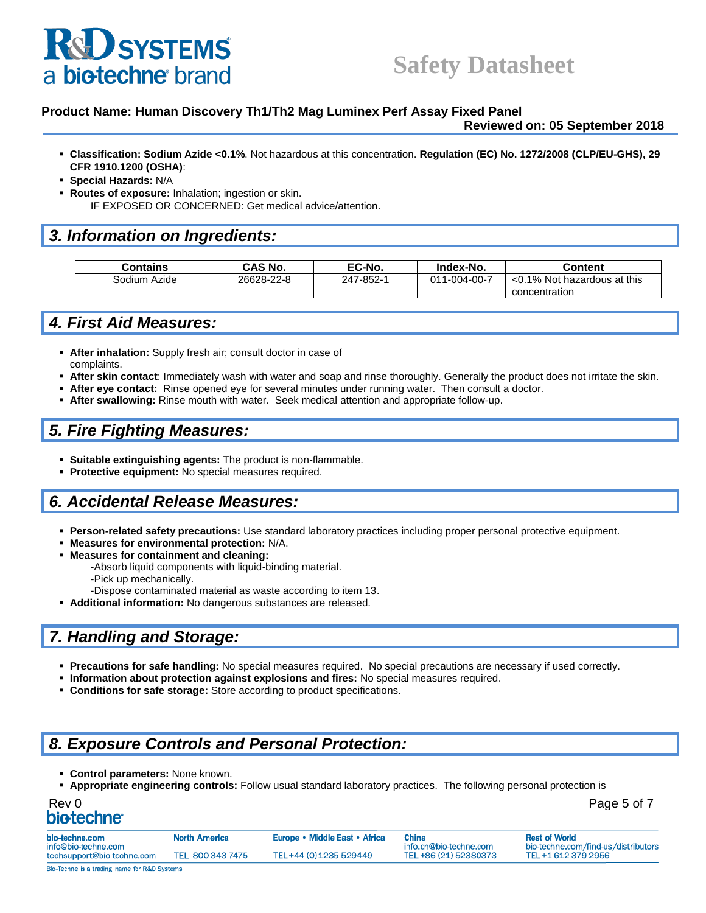- **Classification: Sodium Azide <0.1%**. Not hazardous at this concentration. **Regulation (EC) No. 1272/2008 (CLP/EU-GHS), 29 CFR 1910.1200 (OSHA)**:
- **Special Hazards:** N/A
- **Routes of exposure:** Inhalation; ingestion or skin.
  IF EXPOSED OR CONCERNED: Get medical advice/attention.

## 3. Information on Ingredients:

| Contains | CAS No. | EC-No. | Index-No. | Content |
|---|---|---|---|---|
| Sodium Azide | 26628-22-8 | 247-852-1 | 011-004-00-7 | <0.1% Not hazardous at this concentration |

## 4. First Aid Measures:

- **After inhalation:** Supply fresh air; consult doctor in case of complaints.
- **After skin contact**: Immediately wash with water and soap and rinse thoroughly. Generally the product does not irritate the skin.
- **After eye contact:** Rinse opened eye for several minutes under running water. Then consult a doctor.
- **After swallowing:** Rinse mouth with water. Seek medical attention and appropriate follow-up.

## 5. Fire Fighting Measures:

- **Suitable extinguishing agents:** The product is non-flammable.
- **Protective equipment:** No special measures required.

## 6. Accidental Release Measures:

- **Person-related safety precautions:** Use standard laboratory practices including proper personal protective equipment.
- **Measures for environmental protection:** N/A.
- **Measures for containment and cleaning:**
  - -Absorb liquid components with liquid-binding material.
  - -Pick up mechanically.
  - -Dispose contaminated material as waste according to item 13.
- **Additional information:** No dangerous substances are released.

## 7. Handling and Storage:

- **Precautions for safe handling:** No special measures required. No special precautions are necessary if used correctly.
- **Information about protection against explosions and fires:** No special measures required.
- **Conditions for safe storage:** Store according to product specifications.

## 8. Exposure Controls and Personal Protection:

- **Control parameters:** None known.
- **Appropriate engineering controls:** Follow usual standard laboratory practices. The following personal protection is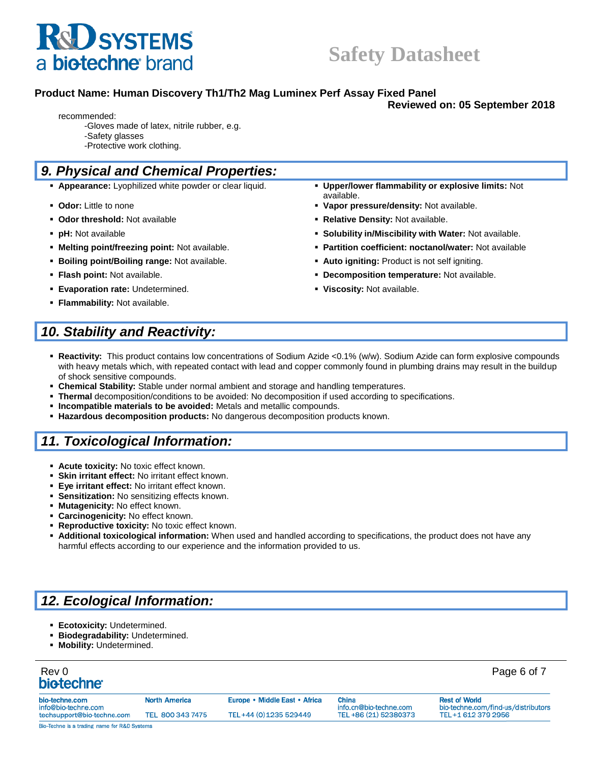recommended:

- Gloves made of latex, nitrile rubber, e.g.
- Safety glasses
- Protective work clothing.

## 9. Physical and Chemical Properties:

- **Appearance:** Lyophilized white powder or clear liquid.
- **Odor:** Little to none
- **Odor threshold:** Not available
- **pH:** Not available
- **Melting point/freezing point:** Not available.
- **Boiling point/Boiling range:** Not available.
- **Flash point:** Not available.
- **Evaporation rate:** Undetermined.
- **Flammability:** Not available.
- **Upper/lower flammability or explosive limits:** Not available.
- **Vapor pressure/density:** Not available.
- **Relative Density:** Not available.
- **Solubility in/Miscibility with Water:** Not available.
- **Partition coefficient: noctanol/water:** Not available
- **Auto igniting:** Product is not self igniting.
- **Decomposition temperature:** Not available.
- **Viscosity:** Not available.

## 10. Stability and Reactivity:

- **Reactivity:** This product contains low concentrations of Sodium Azide <0.1% (w/w). Sodium Azide can form explosive compounds with heavy metals which, with repeated contact with lead and copper commonly found in plumbing drains may result in the buildup of shock sensitive compounds.
- **Chemical Stability:** Stable under normal ambient and storage and handling temperatures.
- **Thermal** decomposition/conditions to be avoided: No decomposition if used according to specifications.
- **Incompatible materials to be avoided:** Metals and metallic compounds.
- **Hazardous decomposition products:** No dangerous decomposition products known.

## 11. Toxicological Information:

- **Acute toxicity:** No toxic effect known.
- **Skin irritant effect:** No irritant effect known.
- **Eye irritant effect:** No irritant effect known.
- **Sensitization:** No sensitizing effects known.
- **Mutagenicity:** No effect known.
- **Carcinogenicity:** No effect known.
- **Reproductive toxicity:** No toxic effect known.
- **Additional toxicological information:** When used and handled according to specifications, the product does not have any harmful effects according to our experience and the information provided to us.

## 12. Ecological Information:

- **Ecotoxicity:** Undetermined.
- **Biodegradability:** Undetermined.
- **Mobility:** Undetermined.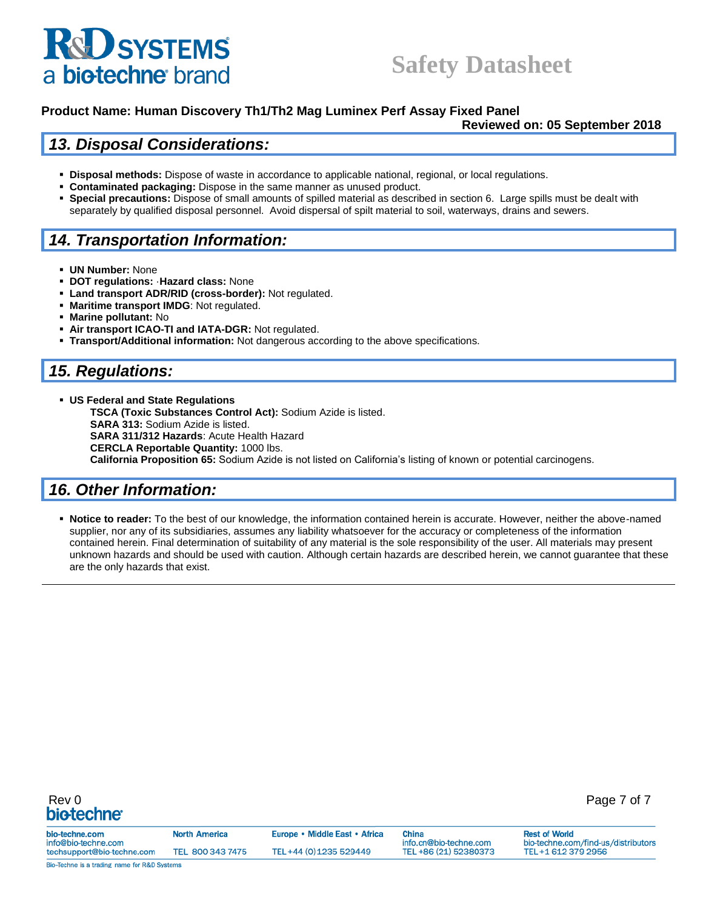## 13. Disposal Considerations:

- **Disposal methods:** Dispose of waste in accordance to applicable national, regional, or local regulations.
- **Contaminated packaging:** Dispose in the same manner as unused product.
- **Special precautions:** Dispose of small amounts of spilled material as described in section 6. Large spills must be dealt with separately by qualified disposal personnel. Avoid dispersal of spilt material to soil, waterways, drains and sewers.

## 14. Transportation Information:

- **UN Number:** None
- **DOT regulations:** ·**Hazard class:** None
- **Land transport ADR/RID (cross-border):** Not regulated.
- **Maritime transport IMDG**: Not regulated.
- **Marine pollutant:** No
- **Air transport ICAO-TI and IATA-DGR:** Not regulated.
- **Transport/Additional information:** Not dangerous according to the above specifications.

## 15. Regulations:

- **US Federal and State Regulations**
  - **TSCA (Toxic Substances Control Act):** Sodium Azide is listed.
  - **SARA 313:** Sodium Azide is listed.
  - **SARA 311/312 Hazards**: Acute Health Hazard
  - **CERCLA Reportable Quantity:** 1000 lbs.
  - **California Proposition 65:** Sodium Azide is not listed on California's listing of known or potential carcinogens.

## 16. Other Information:

- **Notice to reader:** To the best of our knowledge, the information contained herein is accurate. However, neither the above-named supplier, nor any of its subsidiaries, assumes any liability whatsoever for the accuracy or completeness of the information contained herein. Final determination of suitability of any material is the sole responsibility of the user. All materials may present unknown hazards and should be used with caution. Although certain hazards are described herein, we cannot guarantee that these are the only hazards that exist.